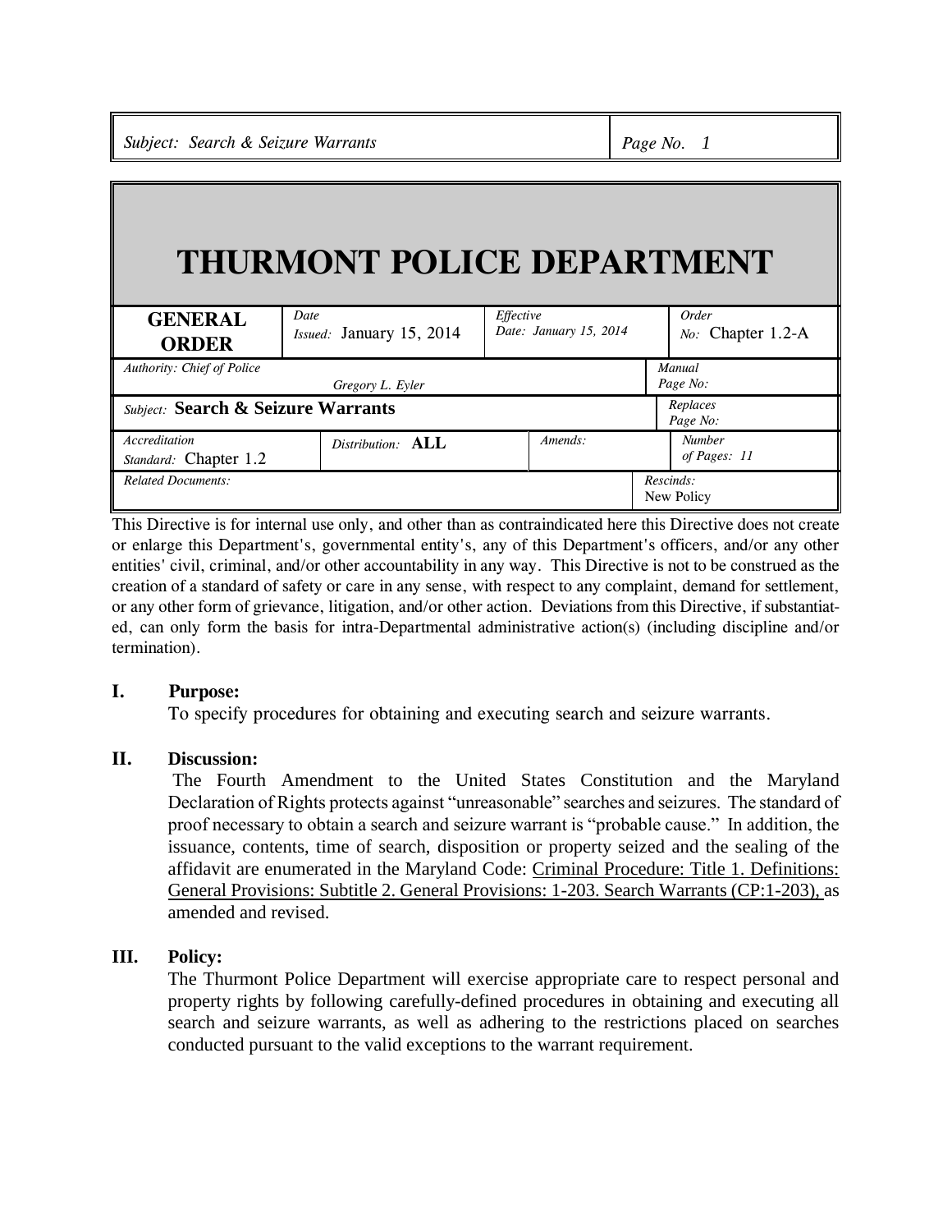# THURMONT POLICE DEPARTMENT

| **GENERAL ORDER** | *Date Issued:* January 15, 2014 | *Effective Date:* January 15, 2014 | *Order No:* Chapter 1.2-A |
|---|---|---|---|
| *Authority: Chief of Police* Gregory L. Eyler | | | *Manual Page No:* |
| *Subject:* **Search & Seizure Warrants** | | | *Replaces Page No:* |
| *Accreditation Standard:* Chapter 1.2 | *Distribution:* **ALL** | *Amends:* | *Number of Pages:* 11 |
| *Related Documents:* | | | *Rescinds:* New Policy |

This Directive is for internal use only, and other than as contraindicated here this Directive does not create or enlarge this Department's, governmental entity's, any of this Department's officers, and/or any other entities' civil, criminal, and/or other accountability in any way. This Directive is not to be construed as the creation of a standard of safety or care in any sense, with respect to any complaint, demand for settlement, or any other form of grievance, litigation, and/or other action. Deviations from this Directive, if substantiated, can only form the basis for intra-Departmental administrative action(s) (including discipline and/or termination).

## I. Purpose:

To specify procedures for obtaining and executing search and seizure warrants.

## II. Discussion:

The Fourth Amendment to the United States Constitution and the Maryland Declaration of Rights protects against "unreasonable" searches and seizures. The standard of proof necessary to obtain a search and seizure warrant is "probable cause." In addition, the issuance, contents, time of search, disposition or property seized and the sealing of the affidavit are enumerated in the Maryland Code: Criminal Procedure: Title 1. Definitions: General Provisions: Subtitle 2. General Provisions: 1-203. Search Warrants (CP:1-203), as amended and revised.

## III. Policy:

The Thurmont Police Department will exercise appropriate care to respect personal and property rights by following carefully-defined procedures in obtaining and executing all search and seizure warrants, as well as adhering to the restrictions placed on searches conducted pursuant to the valid exceptions to the warrant requirement.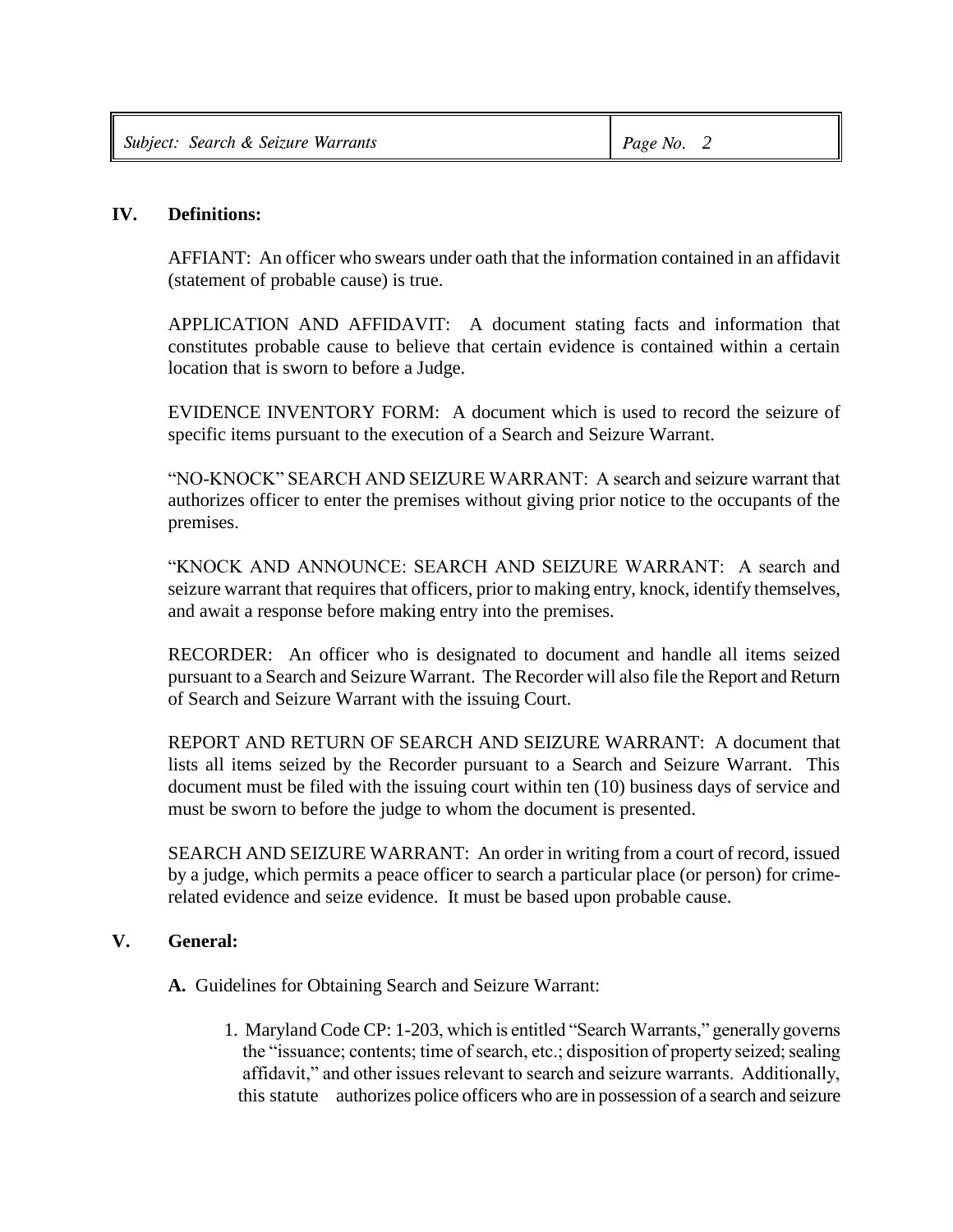## IV. Definitions:

AFFIANT: An officer who swears under oath that the information contained in an affidavit (statement of probable cause) is true.

APPLICATION AND AFFIDAVIT: A document stating facts and information that constitutes probable cause to believe that certain evidence is contained within a certain location that is sworn to before a Judge.

EVIDENCE INVENTORY FORM: A document which is used to record the seizure of specific items pursuant to the execution of a Search and Seizure Warrant.

"NO-KNOCK" SEARCH AND SEIZURE WARRANT: A search and seizure warrant that authorizes officer to enter the premises without giving prior notice to the occupants of the premises.

"KNOCK AND ANNOUNCE: SEARCH AND SEIZURE WARRANT: A search and seizure warrant that requires that officers, prior to making entry, knock, identify themselves, and await a response before making entry into the premises.

RECORDER: An officer who is designated to document and handle all items seized pursuant to a Search and Seizure Warrant. The Recorder will also file the Report and Return of Search and Seizure Warrant with the issuing Court.

REPORT AND RETURN OF SEARCH AND SEIZURE WARRANT: A document that lists all items seized by the Recorder pursuant to a Search and Seizure Warrant. This document must be filed with the issuing court within ten (10) business days of service and must be sworn to before the judge to whom the document is presented.

SEARCH AND SEIZURE WARRANT: An order in writing from a court of record, issued by a judge, which permits a peace officer to search a particular place (or person) for crime-related evidence and seize evidence. It must be based upon probable cause.

## V. General:

**A.** Guidelines for Obtaining Search and Seizure Warrant:

1. Maryland Code CP: 1-203, which is entitled "Search Warrants," generally governs the "issuance; contents; time of search, etc.; disposition of property seized; sealing affidavit," and other issues relevant to search and seizure warrants. Additionally, this statute authorizes police officers who are in possession of a search and seizure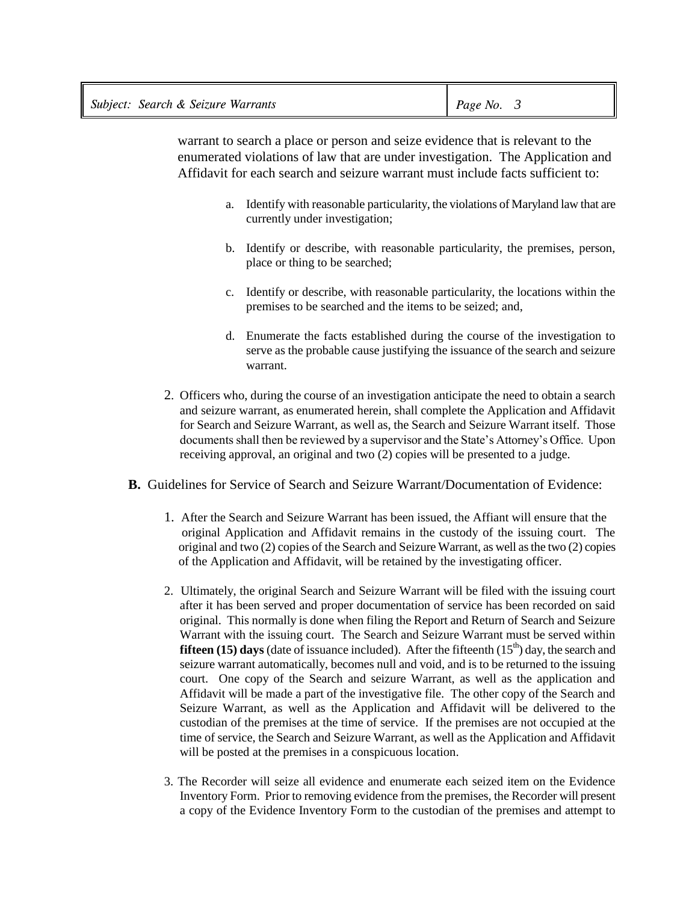warrant to search a place or person and seize evidence that is relevant to the enumerated violations of law that are under investigation. The Application and Affidavit for each search and seizure warrant must include facts sufficient to:

a. Identify with reasonable particularity, the violations of Maryland law that are currently under investigation;

b. Identify or describe, with reasonable particularity, the premises, person, place or thing to be searched;

c. Identify or describe, with reasonable particularity, the locations within the premises to be searched and the items to be seized; and,

d. Enumerate the facts established during the course of the investigation to serve as the probable cause justifying the issuance of the search and seizure warrant.

2. Officers who, during the course of an investigation anticipate the need to obtain a search and seizure warrant, as enumerated herein, shall complete the Application and Affidavit for Search and Seizure Warrant, as well as, the Search and Seizure Warrant itself. Those documents shall then be reviewed by a supervisor and the State's Attorney's Office. Upon receiving approval, an original and two (2) copies will be presented to a judge.

**B.** Guidelines for Service of Search and Seizure Warrant/Documentation of Evidence:

1. After the Search and Seizure Warrant has been issued, the Affiant will ensure that the original Application and Affidavit remains in the custody of the issuing court. The original and two (2) copies of the Search and Seizure Warrant, as well as the two (2) copies of the Application and Affidavit, will be retained by the investigating officer.

2. Ultimately, the original Search and Seizure Warrant will be filed with the issuing court after it has been served and proper documentation of service has been recorded on said original. This normally is done when filing the Report and Return of Search and Seizure Warrant with the issuing court. The Search and Seizure Warrant must be served within **fifteen (15) days** (date of issuance included). After the fifteenth (15th) day, the search and seizure warrant automatically, becomes null and void, and is to be returned to the issuing court. One copy of the Search and seizure Warrant, as well as the application and Affidavit will be made a part of the investigative file. The other copy of the Search and Seizure Warrant, as well as the Application and Affidavit will be delivered to the custodian of the premises at the time of service. If the premises are not occupied at the time of service, the Search and Seizure Warrant, as well as the Application and Affidavit will be posted at the premises in a conspicuous location.

3. The Recorder will seize all evidence and enumerate each seized item on the Evidence Inventory Form. Prior to removing evidence from the premises, the Recorder will present a copy of the Evidence Inventory Form to the custodian of the premises and attempt to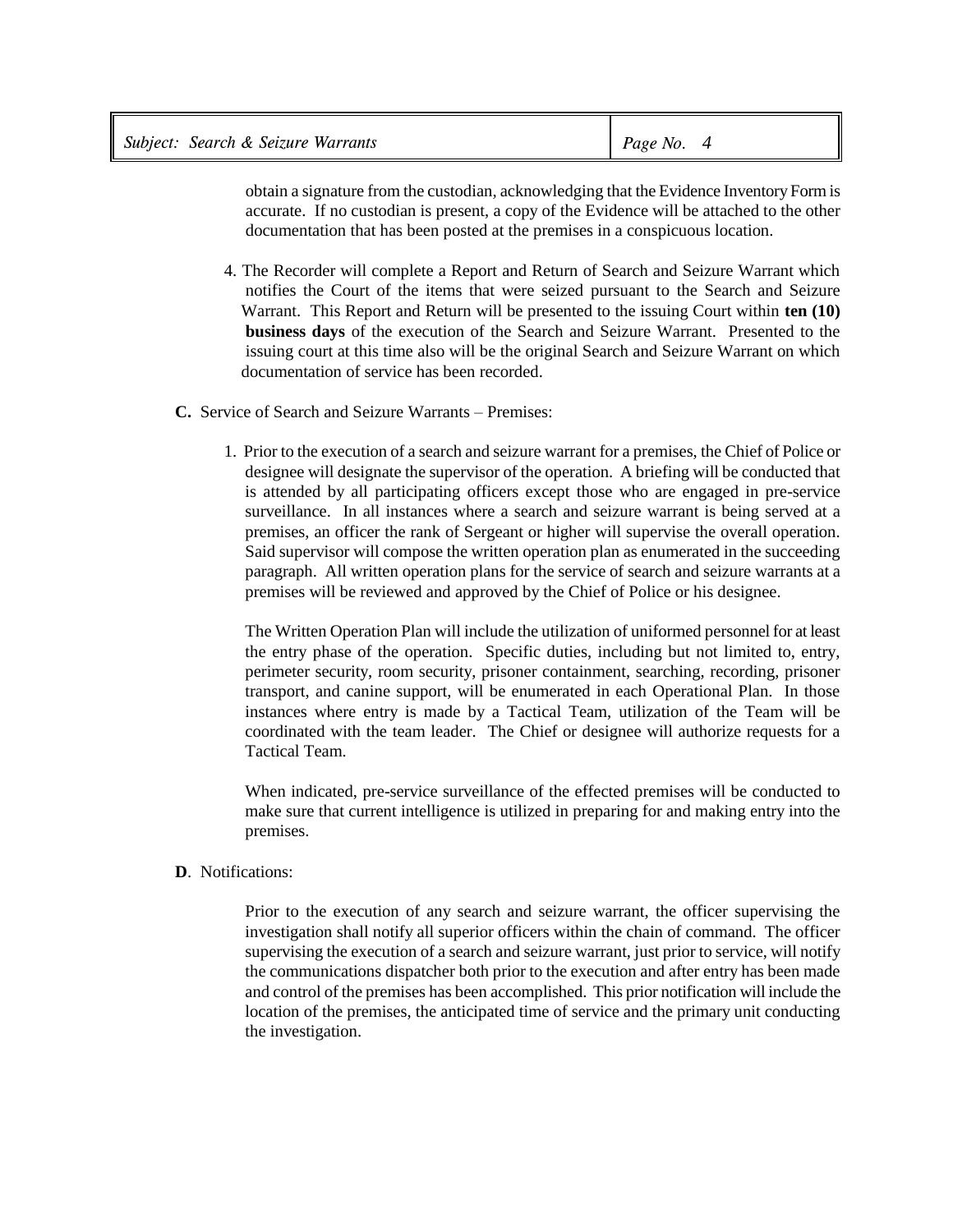obtain a signature from the custodian, acknowledging that the Evidence Inventory Form is accurate. If no custodian is present, a copy of the Evidence will be attached to the other documentation that has been posted at the premises in a conspicuous location.

4. The Recorder will complete a Report and Return of Search and Seizure Warrant which notifies the Court of the items that were seized pursuant to the Search and Seizure Warrant. This Report and Return will be presented to the issuing Court within **ten (10) business days** of the execution of the Search and Seizure Warrant. Presented to the issuing court at this time also will be the original Search and Seizure Warrant on which documentation of service has been recorded.

**C.** Service of Search and Seizure Warrants – Premises:

1. Prior to the execution of a search and seizure warrant for a premises, the Chief of Police or designee will designate the supervisor of the operation. A briefing will be conducted that is attended by all participating officers except those who are engaged in pre-service surveillance. In all instances where a search and seizure warrant is being served at a premises, an officer the rank of Sergeant or higher will supervise the overall operation. Said supervisor will compose the written operation plan as enumerated in the succeeding paragraph. All written operation plans for the service of search and seizure warrants at a premises will be reviewed and approved by the Chief of Police or his designee.

   The Written Operation Plan will include the utilization of uniformed personnel for at least the entry phase of the operation. Specific duties, including but not limited to, entry, perimeter security, room security, prisoner containment, searching, recording, prisoner transport, and canine support, will be enumerated in each Operational Plan. In those instances where entry is made by a Tactical Team, utilization of the Team will be coordinated with the team leader. The Chief or designee will authorize requests for a Tactical Team.

   When indicated, pre-service surveillance of the effected premises will be conducted to make sure that current intelligence is utilized in preparing for and making entry into the premises.

**D**. Notifications:

Prior to the execution of any search and seizure warrant, the officer supervising the investigation shall notify all superior officers within the chain of command. The officer supervising the execution of a search and seizure warrant, just prior to service, will notify the communications dispatcher both prior to the execution and after entry has been made and control of the premises has been accomplished. This prior notification will include the location of the premises, the anticipated time of service and the primary unit conducting the investigation.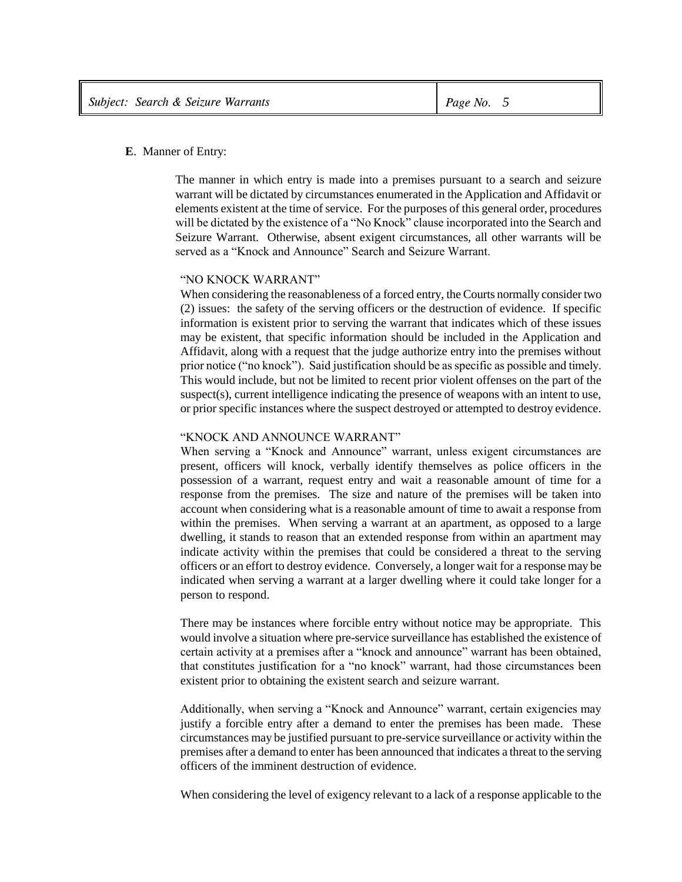**E**. Manner of Entry:

The manner in which entry is made into a premises pursuant to a search and seizure warrant will be dictated by circumstances enumerated in the Application and Affidavit or elements existent at the time of service. For the purposes of this general order, procedures will be dictated by the existence of a "No Knock" clause incorporated into the Search and Seizure Warrant. Otherwise, absent exigent circumstances, all other warrants will be served as a "Knock and Announce" Search and Seizure Warrant.

"NO KNOCK WARRANT"

When considering the reasonableness of a forced entry, the Courts normally consider two (2) issues: the safety of the serving officers or the destruction of evidence. If specific information is existent prior to serving the warrant that indicates which of these issues may be existent, that specific information should be included in the Application and Affidavit, along with a request that the judge authorize entry into the premises without prior notice ("no knock"). Said justification should be as specific as possible and timely. This would include, but not be limited to recent prior violent offenses on the part of the suspect(s), current intelligence indicating the presence of weapons with an intent to use, or prior specific instances where the suspect destroyed or attempted to destroy evidence.

"KNOCK AND ANNOUNCE WARRANT"

When serving a "Knock and Announce" warrant, unless exigent circumstances are present, officers will knock, verbally identify themselves as police officers in the possession of a warrant, request entry and wait a reasonable amount of time for a response from the premises. The size and nature of the premises will be taken into account when considering what is a reasonable amount of time to await a response from within the premises. When serving a warrant at an apartment, as opposed to a large dwelling, it stands to reason that an extended response from within an apartment may indicate activity within the premises that could be considered a threat to the serving officers or an effort to destroy evidence. Conversely, a longer wait for a response may be indicated when serving a warrant at a larger dwelling where it could take longer for a person to respond.

There may be instances where forcible entry without notice may be appropriate. This would involve a situation where pre-service surveillance has established the existence of certain activity at a premises after a "knock and announce" warrant has been obtained, that constitutes justification for a "no knock" warrant, had those circumstances been existent prior to obtaining the existent search and seizure warrant.

Additionally, when serving a "Knock and Announce" warrant, certain exigencies may justify a forcible entry after a demand to enter the premises has been made. These circumstances may be justified pursuant to pre-service surveillance or activity within the premises after a demand to enter has been announced that indicates a threat to the serving officers of the imminent destruction of evidence.

When considering the level of exigency relevant to a lack of a response applicable to the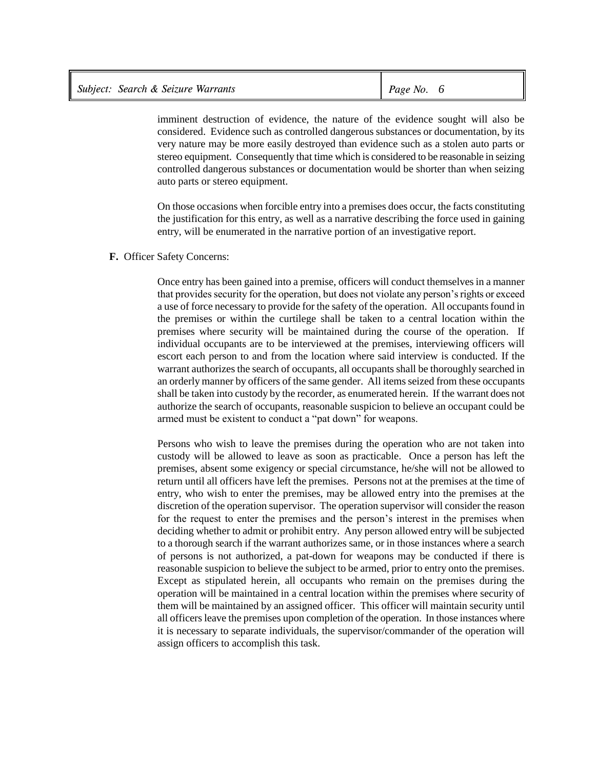imminent destruction of evidence, the nature of the evidence sought will also be considered. Evidence such as controlled dangerous substances or documentation, by its very nature may be more easily destroyed than evidence such as a stolen auto parts or stereo equipment. Consequently that time which is considered to be reasonable in seizing controlled dangerous substances or documentation would be shorter than when seizing auto parts or stereo equipment.

On those occasions when forcible entry into a premises does occur, the facts constituting the justification for this entry, as well as a narrative describing the force used in gaining entry, will be enumerated in the narrative portion of an investigative report.

**F.** Officer Safety Concerns:

Once entry has been gained into a premise, officers will conduct themselves in a manner that provides security for the operation, but does not violate any person's rights or exceed a use of force necessary to provide for the safety of the operation. All occupants found in the premises or within the curtilege shall be taken to a central location within the premises where security will be maintained during the course of the operation. If individual occupants are to be interviewed at the premises, interviewing officers will escort each person to and from the location where said interview is conducted. If the warrant authorizes the search of occupants, all occupants shall be thoroughly searched in an orderly manner by officers of the same gender. All items seized from these occupants shall be taken into custody by the recorder, as enumerated herein. If the warrant does not authorize the search of occupants, reasonable suspicion to believe an occupant could be armed must be existent to conduct a "pat down" for weapons.

Persons who wish to leave the premises during the operation who are not taken into custody will be allowed to leave as soon as practicable. Once a person has left the premises, absent some exigency or special circumstance, he/she will not be allowed to return until all officers have left the premises. Persons not at the premises at the time of entry, who wish to enter the premises, may be allowed entry into the premises at the discretion of the operation supervisor. The operation supervisor will consider the reason for the request to enter the premises and the person's interest in the premises when deciding whether to admit or prohibit entry. Any person allowed entry will be subjected to a thorough search if the warrant authorizes same, or in those instances where a search of persons is not authorized, a pat-down for weapons may be conducted if there is reasonable suspicion to believe the subject to be armed, prior to entry onto the premises. Except as stipulated herein, all occupants who remain on the premises during the operation will be maintained in a central location within the premises where security of them will be maintained by an assigned officer. This officer will maintain security until all officers leave the premises upon completion of the operation. In those instances where it is necessary to separate individuals, the supervisor/commander of the operation will assign officers to accomplish this task.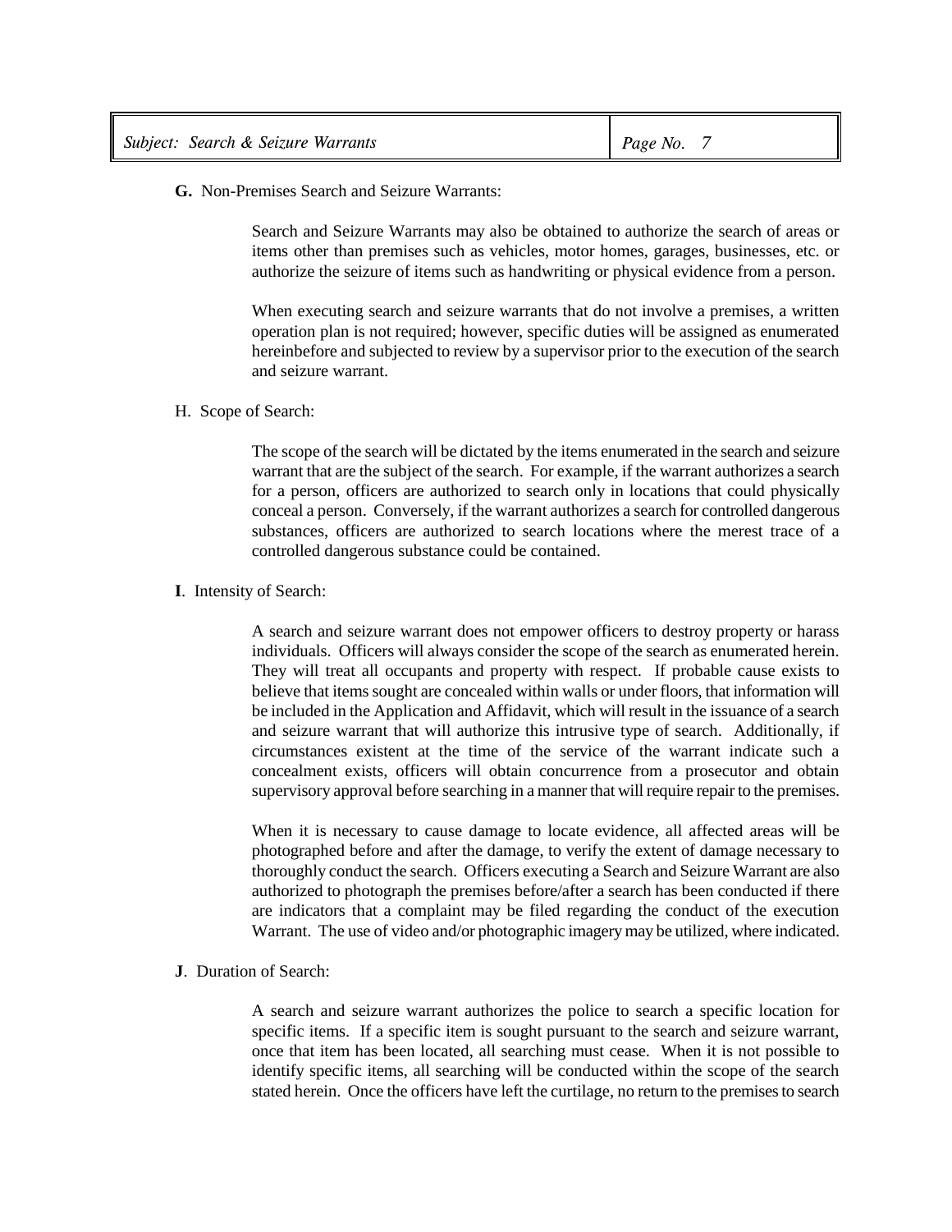**G.** Non-Premises Search and Seizure Warrants:

Search and Seizure Warrants may also be obtained to authorize the search of areas or items other than premises such as vehicles, motor homes, garages, businesses, etc. or authorize the seizure of items such as handwriting or physical evidence from a person.

When executing search and seizure warrants that do not involve a premises, a written operation plan is not required; however, specific duties will be assigned as enumerated hereinbefore and subjected to review by a supervisor prior to the execution of the search and seizure warrant.

H. Scope of Search:

The scope of the search will be dictated by the items enumerated in the search and seizure warrant that are the subject of the search. For example, if the warrant authorizes a search for a person, officers are authorized to search only in locations that could physically conceal a person. Conversely, if the warrant authorizes a search for controlled dangerous substances, officers are authorized to search locations where the merest trace of a controlled dangerous substance could be contained.

**I**. Intensity of Search:

A search and seizure warrant does not empower officers to destroy property or harass individuals. Officers will always consider the scope of the search as enumerated herein. They will treat all occupants and property with respect. If probable cause exists to believe that items sought are concealed within walls or under floors, that information will be included in the Application and Affidavit, which will result in the issuance of a search and seizure warrant that will authorize this intrusive type of search. Additionally, if circumstances existent at the time of the service of the warrant indicate such a concealment exists, officers will obtain concurrence from a prosecutor and obtain supervisory approval before searching in a manner that will require repair to the premises.

When it is necessary to cause damage to locate evidence, all affected areas will be photographed before and after the damage, to verify the extent of damage necessary to thoroughly conduct the search. Officers executing a Search and Seizure Warrant are also authorized to photograph the premises before/after a search has been conducted if there are indicators that a complaint may be filed regarding the conduct of the execution Warrant. The use of video and/or photographic imagery may be utilized, where indicated.

**J**. Duration of Search:

A search and seizure warrant authorizes the police to search a specific location for specific items. If a specific item is sought pursuant to the search and seizure warrant, once that item has been located, all searching must cease. When it is not possible to identify specific items, all searching will be conducted within the scope of the search stated herein. Once the officers have left the curtilage, no return to the premises to search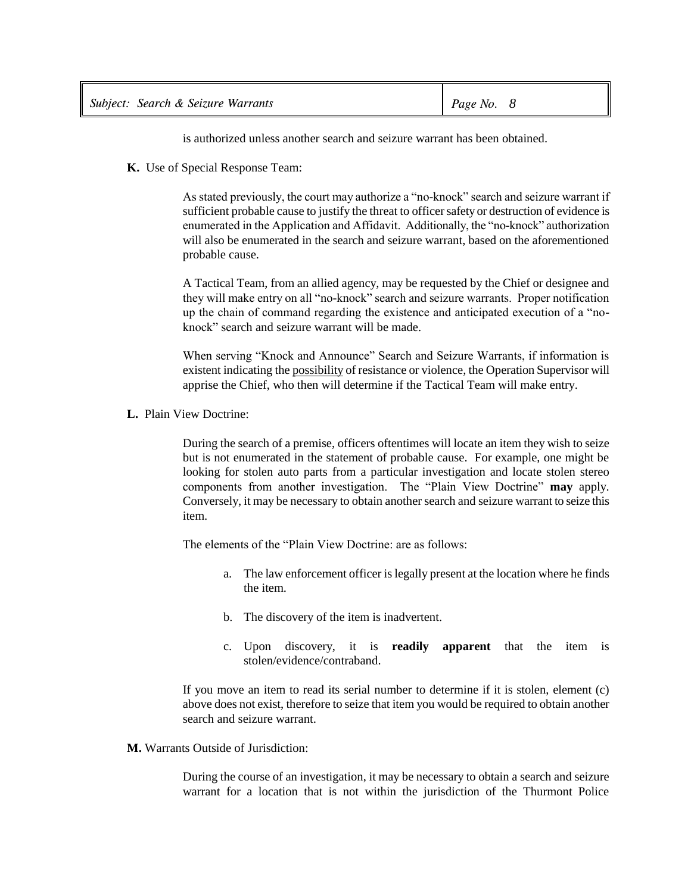is authorized unless another search and seizure warrant has been obtained.

**K.** Use of Special Response Team:

As stated previously, the court may authorize a "no-knock" search and seizure warrant if sufficient probable cause to justify the threat to officer safety or destruction of evidence is enumerated in the Application and Affidavit. Additionally, the "no-knock" authorization will also be enumerated in the search and seizure warrant, based on the aforementioned probable cause.

A Tactical Team, from an allied agency, may be requested by the Chief or designee and they will make entry on all "no-knock" search and seizure warrants. Proper notification up the chain of command regarding the existence and anticipated execution of a "no-knock" search and seizure warrant will be made.

When serving "Knock and Announce" Search and Seizure Warrants, if information is existent indicating the <u>possibility</u> of resistance or violence, the Operation Supervisor will apprise the Chief, who then will determine if the Tactical Team will make entry.

**L.** Plain View Doctrine:

During the search of a premise, officers oftentimes will locate an item they wish to seize but is not enumerated in the statement of probable cause. For example, one might be looking for stolen auto parts from a particular investigation and locate stolen stereo components from another investigation. The "Plain View Doctrine" **may** apply. Conversely, it may be necessary to obtain another search and seizure warrant to seize this item.

The elements of the "Plain View Doctrine: are as follows:

a. The law enforcement officer is legally present at the location where he finds the item.

b. The discovery of the item is inadvertent.

c. Upon discovery, it is **readily apparent** that the item is stolen/evidence/contraband.

If you move an item to read its serial number to determine if it is stolen, element (c) above does not exist, therefore to seize that item you would be required to obtain another search and seizure warrant.

**M.** Warrants Outside of Jurisdiction:

During the course of an investigation, it may be necessary to obtain a search and seizure warrant for a location that is not within the jurisdiction of the Thurmont Police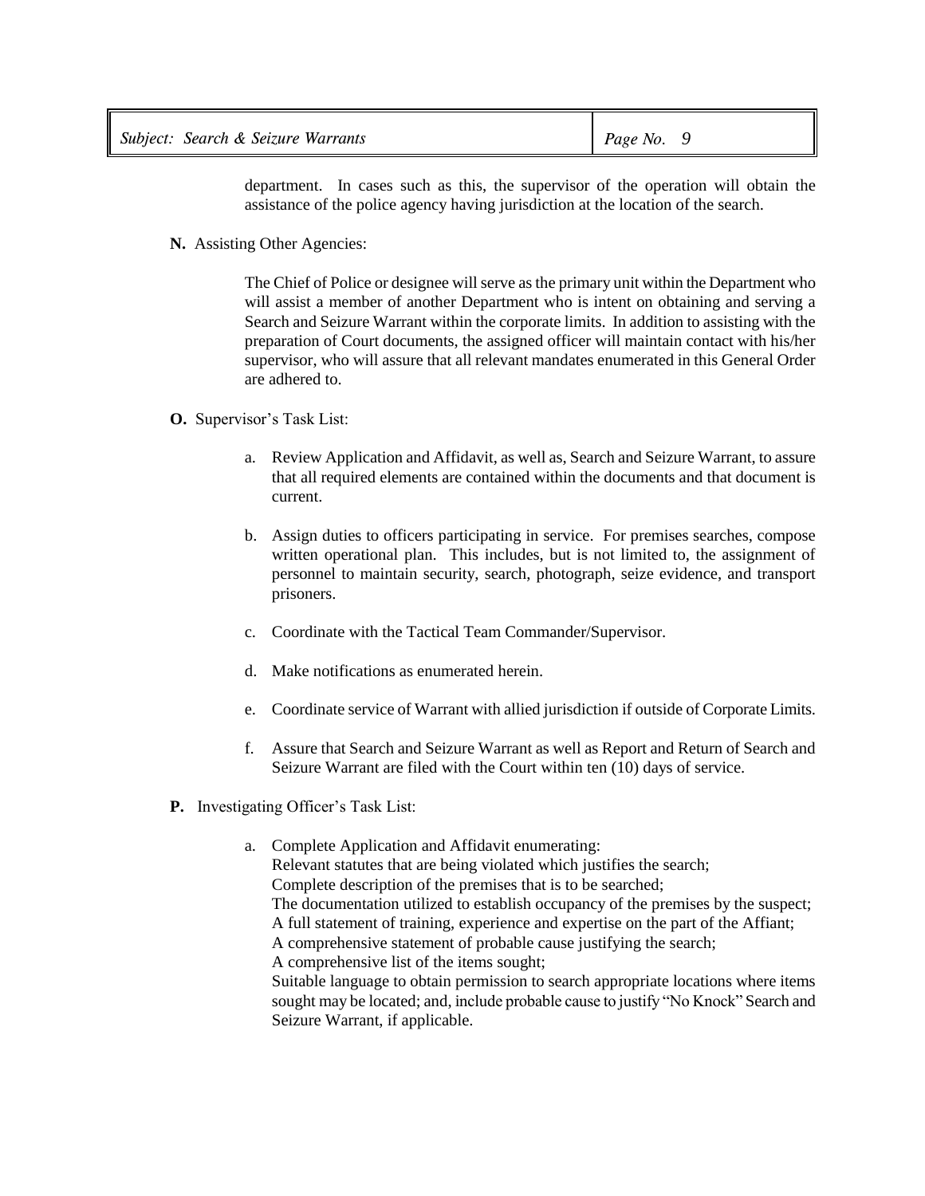department. In cases such as this, the supervisor of the operation will obtain the assistance of the police agency having jurisdiction at the location of the search.

**N.** Assisting Other Agencies:

The Chief of Police or designee will serve as the primary unit within the Department who will assist a member of another Department who is intent on obtaining and serving a Search and Seizure Warrant within the corporate limits. In addition to assisting with the preparation of Court documents, the assigned officer will maintain contact with his/her supervisor, who will assure that all relevant mandates enumerated in this General Order are adhered to.

**O.** Supervisor's Task List:

a. Review Application and Affidavit, as well as, Search and Seizure Warrant, to assure that all required elements are contained within the documents and that document is current.

b. Assign duties to officers participating in service. For premises searches, compose written operational plan. This includes, but is not limited to, the assignment of personnel to maintain security, search, photograph, seize evidence, and transport prisoners.

c. Coordinate with the Tactical Team Commander/Supervisor.

d. Make notifications as enumerated herein.

e. Coordinate service of Warrant with allied jurisdiction if outside of Corporate Limits.

f. Assure that Search and Seizure Warrant as well as Report and Return of Search and Seizure Warrant are filed with the Court within ten (10) days of service.

**P.** Investigating Officer's Task List:

a. Complete Application and Affidavit enumerating:
Relevant statutes that are being violated which justifies the search;
Complete description of the premises that is to be searched;
The documentation utilized to establish occupancy of the premises by the suspect;
A full statement of training, experience and expertise on the part of the Affiant;
A comprehensive statement of probable cause justifying the search;
A comprehensive list of the items sought;
Suitable language to obtain permission to search appropriate locations where items sought may be located; and, include probable cause to justify "No Knock" Search and Seizure Warrant, if applicable.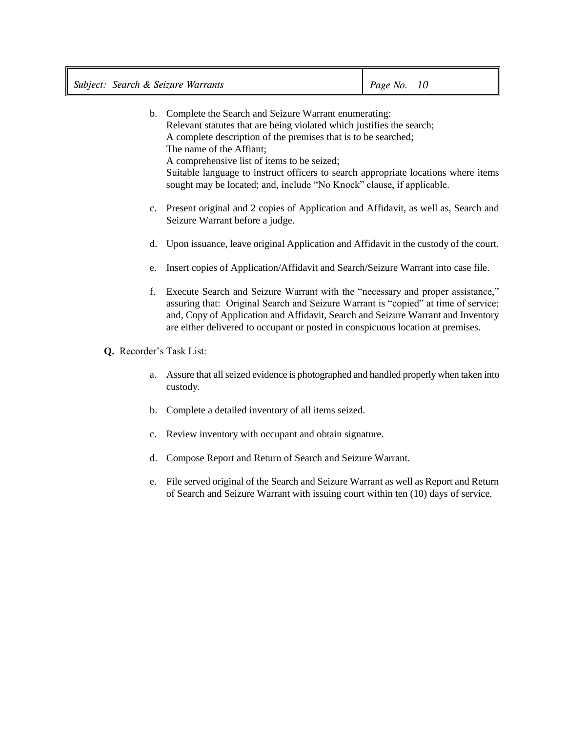b. Complete the Search and Seizure Warrant enumerating:
   Relevant statutes that are being violated which justifies the search;
   A complete description of the premises that is to be searched;
   The name of the Affiant;
   A comprehensive list of items to be seized;
   Suitable language to instruct officers to search appropriate locations where items sought may be located; and, include "No Knock" clause, if applicable.

c. Present original and 2 copies of Application and Affidavit, as well as, Search and Seizure Warrant before a judge.

d. Upon issuance, leave original Application and Affidavit in the custody of the court.

e. Insert copies of Application/Affidavit and Search/Seizure Warrant into case file.

f. Execute Search and Seizure Warrant with the "necessary and proper assistance," assuring that: Original Search and Seizure Warrant is "copied" at time of service; and, Copy of Application and Affidavit, Search and Seizure Warrant and Inventory are either delivered to occupant or posted in conspicuous location at premises.

**Q.** Recorder's Task List:

a. Assure that all seized evidence is photographed and handled properly when taken into custody.

b. Complete a detailed inventory of all items seized.

c. Review inventory with occupant and obtain signature.

d. Compose Report and Return of Search and Seizure Warrant.

e. File served original of the Search and Seizure Warrant as well as Report and Return of Search and Seizure Warrant with issuing court within ten (10) days of service.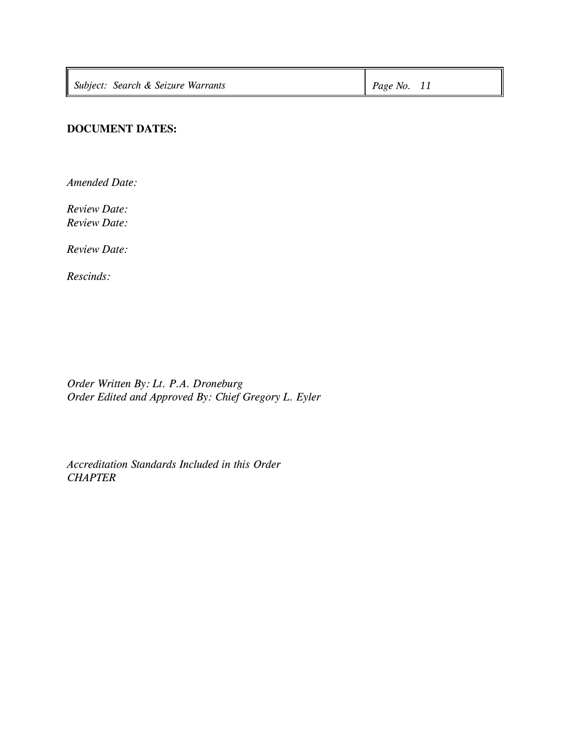**DOCUMENT DATES:**

*Amended Date:*

*Review Date:*
*Review Date:*

*Review Date:*

*Rescinds:*

*Order Written By: Lt. P.A. Droneburg*
*Order Edited and Approved By: Chief Gregory L. Eyler*

*Accreditation Standards Included in this Order*
*CHAPTER*